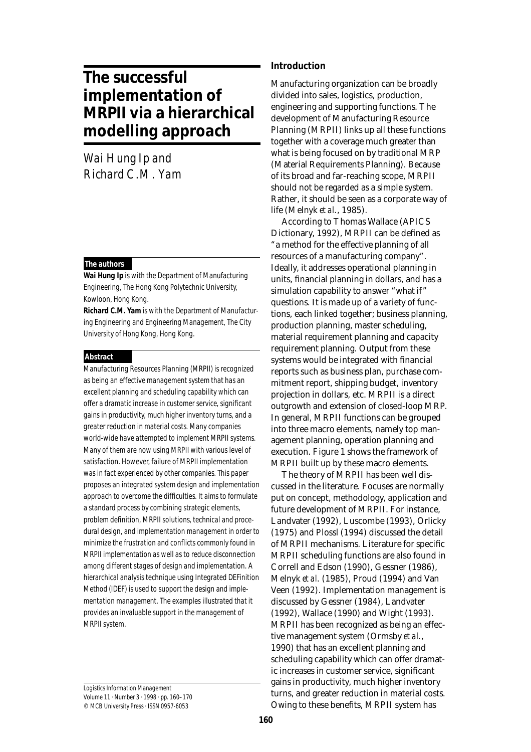# The successful implementation of MRPII via a hierarchical modelling approach

*Wai Hung Ip and Richard C.M. Yam*

**The authors**

**Wai Hung Ip** is with the Department of Manufacturing Engineering, The Hong Kong Polytechnic University, Kowloon, Hong Kong.

**Richard C.M. Yam** is with the Department of Manufacturing Engineering and Engineering Management, The City University of Hong Kong, Hong Kong.

**Abstract**

Manufacturing Resources Planning (MRPII) is recognized as being an effective management system that has an excellent planning and scheduling capability which can offer a dramatic increase in customer service, significant gains in productivity, much higher inventory turns, and a greater reduction in material costs. Many companies world-wide have attempted to implement MRPII systems. Many of them are now using MRPII with various level of satisfaction. However, failure of MRPII implementation was in fact experienced by other companies. This paper proposes an integrated system design and implementation approach to overcome the difficulties. It aims to formulate a standard process by combining strategic elements, problem definition, MRPII solutions, technical and procedural design, and implementation management in order to minimize the frustration and conflicts commonly found in MRPII implementation as well as to reduce disconnection among different stages of design and implementation. A hierarchical analysis technique using Integrated DEFinition Method (IDEF) is used to support the design and implementation management. The examples illustrated that it provides an invaluable support in the management of MRPII system.

## Introduction

Manufacturing organization can be broadly divided into sales, logistics, production, engineering and supporting functions. The development of Manufacturing Resource Planning (MRPII) links up all these functions together with a coverage much greater than what is being focused on by traditional MRP (Material Requirements Planning). Because of its broad and far-reaching scope, MRPII should not be regarded as a simple system. Rather, it should be seen as a corporate way of life (Melnyk *et al.*, 1985).

According to Thomas Wallace (APICS Dictionary, 1992), MRPII can be defined as "a method for the effective planning of all resources of a manufacturing company". Ideally, it addresses operational planning in units, financial planning in dollars, and has a simulation capability to answer "what if" questions. It is made up of a variety of functions, each linked together; business planning, production planning, master scheduling, material requirement planning and capacity requirement planning. Output from these systems would be integrated with financial reports such as business plan, purchase commitment report, shipping budget, inventory projection in dollars, etc. MRPII is a direct outgrowth and extension of closed-loop MRP. In general, MRPII functions can be grouped into three macro elements, namely top management planning, operation planning and execution. Figure 1 shows the framework of MRPII built up by these macro elements.

The theory of MRPII has been well discussed in the literature. Focuses are normally put on concept, methodology, application and future development of MRPII. For instance, Landvater (1992), Luscombe (1993), Orlicky (1975) and Plossl (1994) discussed the detail of MRPII mechanisms. Literature for specific MRPII scheduling functions are also found in Correll and Edson (1990), Gessner (1986), Melnyk *et al.* (1985), Proud (1994) and Van Veen (1992). Implementation management is discussed by Gessner (1984), Landvater (1992), Wallace (1990) and Wight (1993). MRPII has been recognized as being an effective management system (Ormsby *et al.*, 1990) that has an excellent planning and scheduling capability which can offer dramatic increases in customer service, significant gains in productivity, much higher inventory turns, and greater reduction in material costs. Owing to these benefits, MRPII system has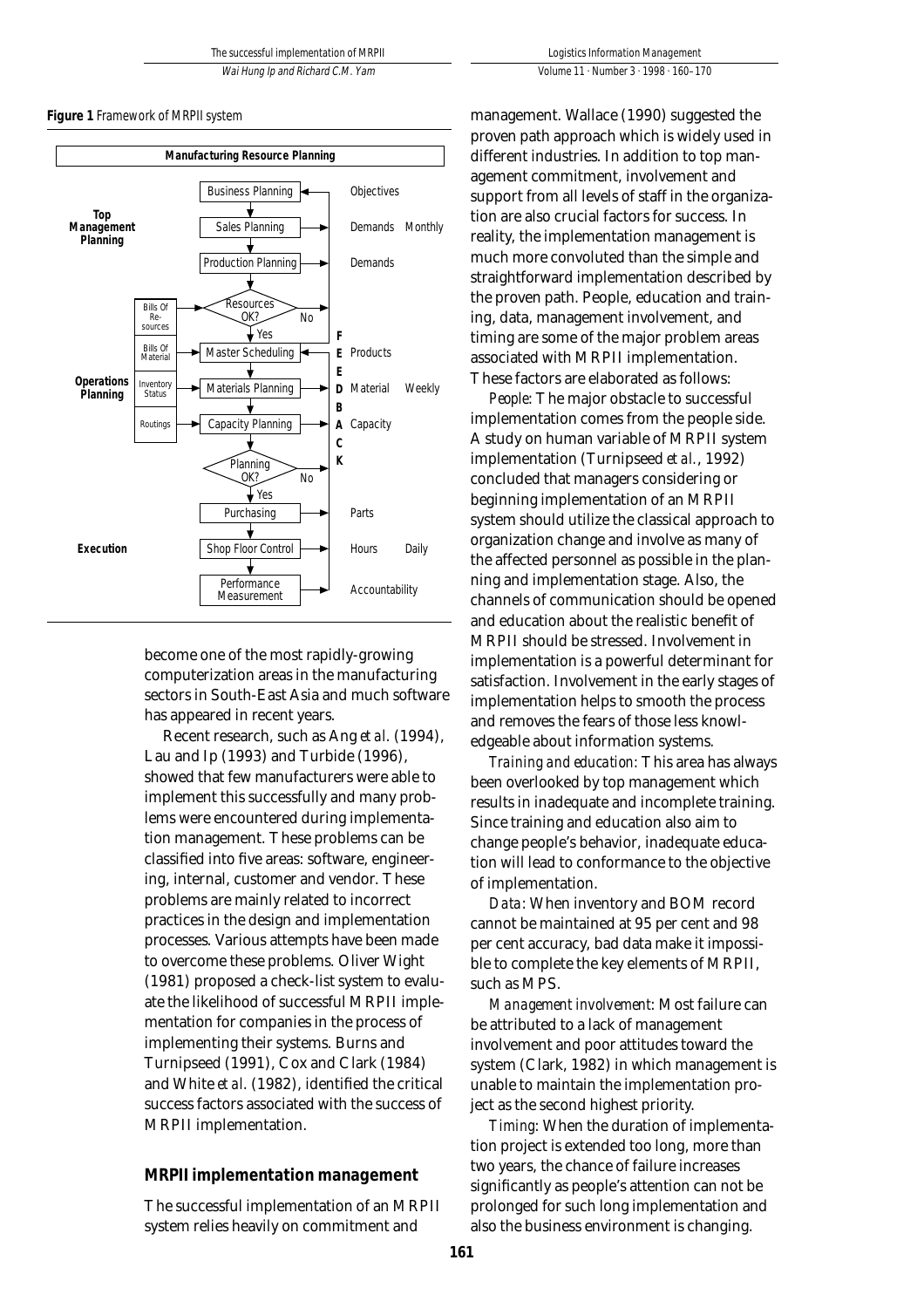**Figure 1** Framework of MRPII system

Manufacturing Resource Planning

Top Management Planning

Business Planning

Sales Planning

Production Planning

Objectives

Demands Monthly

Demands

Bills Of Resources

Resources OK?

No

Yes

Operations Planning

Bills Of Material

Inventory Status

Routings

Master Scheduling

Materials Planning

Capacity Planning

F E E D B A C K

Products

Material Weekly

Capacity

Planning OK?

No

Yes

Execution

Purchasing

Shop Floor Control

Performance Measurement

Parts

Hours Daily

Accountability

become one of the most rapidly-growing computerization areas in the manufacturing sectors in South-East Asia and much software has appeared in recent years.

Recent research, such as Ang *et al*. (1994), Lau and Ip (1993) and Turbide (1996), showed that few manufacturers were able to implement this successfully and many problems were encountered during implementation management. These problems can be classified into five areas: software, engineering, internal, customer and vendor. These problems are mainly related to incorrect practices in the design and implementation processes. Various attempts have been made to overcome these problems. Oliver Wight (1981) proposed a check-list system to evaluate the likelihood of successful MRPII implementation for companies in the process of implementing their systems. Burns and Turnipseed (1991), Cox and Clark (1984) and White *et al.* (1982), identified the critical success factors associated with the success of MRPII implementation.

## MRPII implementation management

The successful implementation of an MRPII system relies heavily on commitment and management. Wallace (1990) suggested the proven path approach which is widely used in different industries. In addition to top management commitment, involvement and support from all levels of staff in the organization are also crucial factors for success. In reality, the implementation management is much more convoluted than the simple and straightforward implementation described by the proven path. People, education and training, data, management involvement, and timing are some of the major problem areas associated with MRPII implementation. These factors are elaborated as follows:

*People*: The major obstacle to successful implementation comes from the people side. A study on human variable of MRPII system implementation (Turnipseed *et al.*, 1992) concluded that managers considering or beginning implementation of an MRPII system should utilize the classical approach to organization change and involve as many of the affected personnel as possible in the planning and implementation stage. Also, the channels of communication should be opened and education about the realistic benefit of MRPII should be stressed. Involvement in implementation is a powerful determinant for satisfaction. Involvement in the early stages of implementation helps to smooth the process and removes the fears of those less knowledgeable about information systems.

*Training and education*: This area has always been overlooked by top management which results in inadequate and incomplete training. Since training and education also aim to change people's behavior, inadequate education will lead to conformance to the objective of implementation.

*Data*: When inventory and BOM record cannot be maintained at 95 per cent and 98 per cent accuracy, bad data make it impossible to complete the key elements of MRPII, such as MPS.

*Management involvement*: Most failure can be attributed to a lack of management involvement and poor attitudes toward the system (Clark, 1982) in which management is unable to maintain the implementation project as the second highest priority.

*Timing*: When the duration of implementation project is extended too long, more than two years, the chance of failure increases significantly as people's attention can not be prolonged for such long implementation and also the business environment is changing.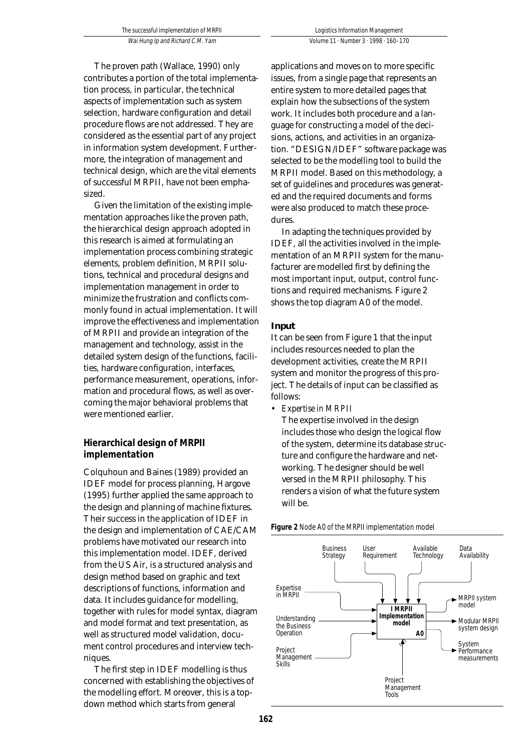The proven path (Wallace, 1990) only contributes a portion of the total implementation process, in particular, the technical aspects of implementation such as system selection, hardware configuration and detail procedure flows are not addressed. They are considered as the essential part of any project in information system development. Furthermore, the integration of management and technical design, which are the vital elements of successful MRPII, have not been emphasized.

Given the limitation of the existing implementation approaches like the proven path, the hierarchical design approach adopted in this research is aimed at formulating an implementation process combining strategic elements, problem definition, MRPII solutions, technical and procedural designs and implementation management in order to minimize the frustration and conflicts commonly found in actual implementation. It will improve the effectiveness and implementation of MRPII and provide an integration of the management and technology, assist in the detailed system design of the functions, facilities, hardware configuration, interfaces, performance measurement, operations, information and procedural flows, as well as overcoming the major behavioral problems that were mentioned earlier.

## Hierarchical design of MRPII implementation

Colquhoun and Baines (1989) provided an IDEF model for process planning, Hargove (1995) further applied the same approach to the design and planning of machine fixtures. Their success in the application of IDEF in the design and implementation of CAE/CAM problems have motivated our research into this implementation model. IDEF, derived from the US Air, is a structured analysis and design method based on graphic and text descriptions of functions, information and data. It includes guidance for modelling, together with rules for model syntax, diagram and model format and text presentation, as well as structured model validation, document control procedures and interview techniques.

The first step in IDEF modelling is thus concerned with establishing the objectives of the modelling effort. Moreover, this is a top-down method which starts from general applications and moves on to more specific issues, from a single page that represents an entire system to more detailed pages that explain how the subsections of the system work. It includes both procedure and a language for constructing a model of the decisions, actions, and activities in an organization. "DESIGN/IDEF" software package was selected to be the modelling tool to build the MRPII model. Based on this methodology, a set of guidelines and procedures was generated and the required documents and forms were also produced to match these procedures.

In adapting the techniques provided by IDEF, all the activities involved in the implementation of an MRPII system for the manufacturer are modelled first by defining the most important input, output, control functions and required mechanisms. Figure 2 shows the top diagram A0 of the model.

### Input

It can be seen from Figure 1 that the input includes resources needed to plan the development activities, create the MRPII system and monitor the progress of this project. The details of input can be classified as follows:

- *Expertise in MRPII*
  The expertise involved in the design includes those who design the logical flow of the system, determine its database structure and configure the hardware and networking. The designer should be well versed in the MRPII philosophy. This renders a vision of what the future system will be.

**Figure 2** Node A0 of the MRPII implementation model

Business Strategy
User Requirement
Available Technology
Data Availability
Expertise in MRPII
Understanding the Business Operation
Project Management Skills
IMRPII Implementation model
A0
MRPII system model
Modular MRPII system design
System Performance measurements
Project Management Tools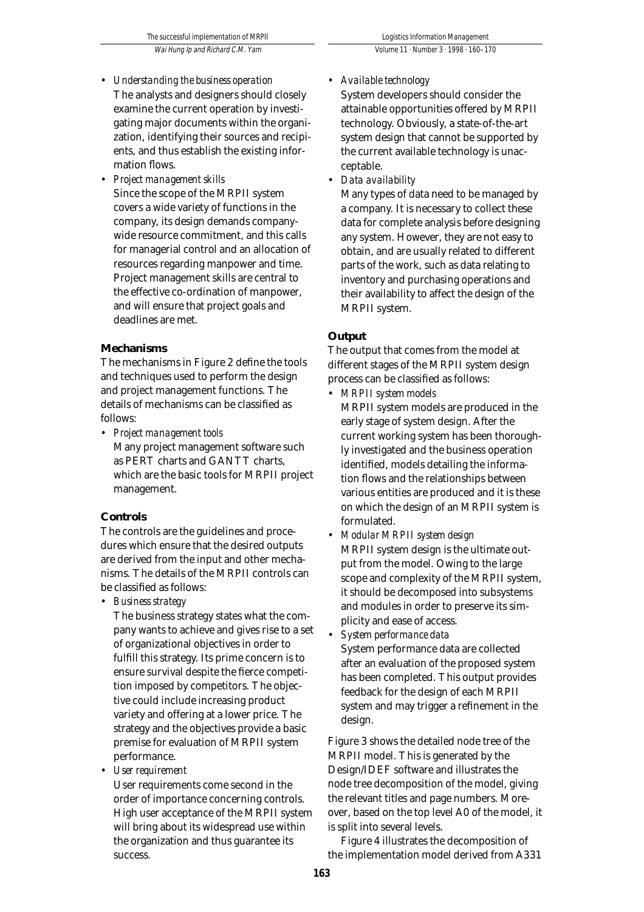- *Understanding the business operation*
  The analysts and designers should closely examine the current operation by investigating major documents within the organization, identifying their sources and recipients, and thus establish the existing information flows.
- *Project management skills*
  Since the scope of the MRPII system covers a wide variety of functions in the company, its design demands company-wide resource commitment, and this calls for managerial control and an allocation of resources regarding manpower and time. Project management skills are central to the effective co-ordination of manpower, and will ensure that project goals and deadlines are met.

### Mechanisms

The mechanisms in Figure 2 define the tools and techniques used to perform the design and project management functions. The details of mechanisms can be classified as follows:

- *Project management tools*
  Many project management software such as PERT charts and GANTT charts, which are the basic tools for MRPII project management.

### Controls

The controls are the guidelines and procedures which ensure that the desired outputs are derived from the input and other mechanisms. The details of the MRPII controls can be classified as follows:

- *Business strategy*
  The business strategy states what the company wants to achieve and gives rise to a set of organizational objectives in order to fulfill this strategy. Its prime concern is to ensure survival despite the fierce competition imposed by competitors. The objective could include increasing product variety and offering at a lower price. The strategy and the objectives provide a basic premise for evaluation of MRPII system performance.
- *User requirement*
  User requirements come second in the order of importance concerning controls. High user acceptance of the MRPII system will bring about its widespread use within the organization and thus guarantee its success.
- *Available technology*
  System developers should consider the attainable opportunities offered by MRPII technology. Obviously, a state-of-the-art system design that cannot be supported by the current available technology is unacceptable.
- *Data availability*
  Many types of data need to be managed by a company. It is necessary to collect these data for complete analysis before designing any system. However, they are not easy to obtain, and are usually related to different parts of the work, such as data relating to inventory and purchasing operations and their availability to affect the design of the MRPII system.

### Output

The output that comes from the model at different stages of the MRPII system design process can be classified as follows:

- *MRPII system models*
  MRPII system models are produced in the early stage of system design. After the current working system has been thoroughly investigated and the business operation identified, models detailing the information flows and the relationships between various entities are produced and it is these on which the design of an MRPII system is formulated.
- *Modular MRPII system design*
  MRPII system design is the ultimate output from the model. Owing to the large scope and complexity of the MRPII system, it should be decomposed into subsystems and modules in order to preserve its simplicity and ease of access.
- *System performance data*
  System performance data are collected after an evaluation of the proposed system has been completed. This output provides feedback for the design of each MRPII system and may trigger a refinement in the design.

Figure 3 shows the detailed node tree of the MRPII model. This is generated by the Design/IDEF software and illustrates the node tree decomposition of the model, giving the relevant titles and page numbers. Moreover, based on the top level A0 of the model, it is split into several levels.

Figure 4 illustrates the decomposition of the implementation model derived from A331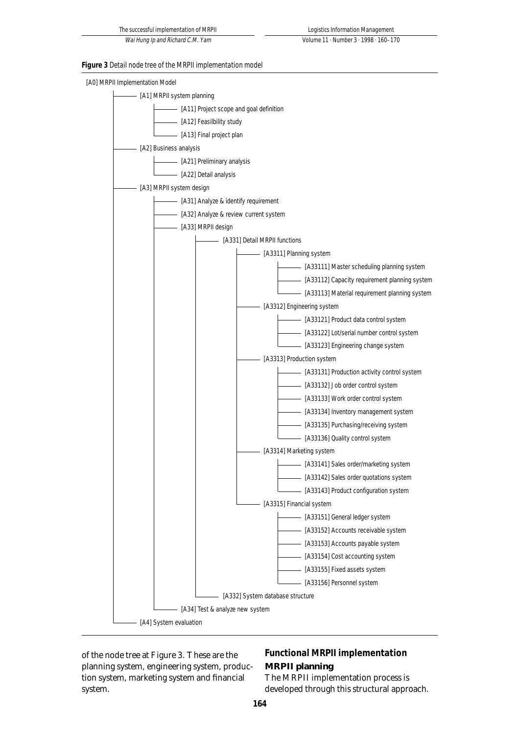**Figure 3** Detail node tree of the MRPII implementation model

- [A0] MRPII Implementation Model
  - [A1] MRPII system planning
    - [A11] Project scope and goal definition
    - [A12] Feasilbility study
    - [A13] Final project plan
  - [A2] Business analysis
    - [A21] Preliminary analysis
    - [A22] Detail analysis
  - [A3] MRPII system design
    - [A31] Analyze & identify requirement
    - [A32] Analyze & review current system
    - [A33] MRPII design
      - [A331] Detail MRPII functions
        - [A3311] Planning system
          - [A33111] Master scheduling planning system
          - [A33112] Capacity requirement planning system
          - [A33113] Material requirement planning system
        - [A3312] Engineering system
          - [A33121] Product data control system
          - [A33122] Lot/serial number control system
          - [A33123] Engineering change system
        - [A3313] Production system
          - [A33131] Production activity control system
          - [A33132] Job order control system
          - [A33133] Work order control system
          - [A33134] Inventory management system
          - [A33135] Purchasing/receiving system
          - [A33136] Quality control system
        - [A3314] Marketing system
          - [A33141] Sales order/marketing system
          - [A33142] Sales order quotations system
          - [A33143] Product configuration system
        - [A3315] Financial system
          - [A33151] General ledger system
          - [A33152] Accounts receivable system
          - [A33153] Accounts payable system
          - [A33154] Cost accounting system
          - [A33155] Fixed assets system
          - [A33156] Personnel system
      - [A332] System database structure
    - [A34] Test & analyze new system
  - [A4] System evaluation

of the node tree at Figure 3. These are the planning system, engineering system, production system, marketing system and financial system.

## Functional MRPII implementation

### MRPII planning

The MRPII implementation process is developed through this structural approach.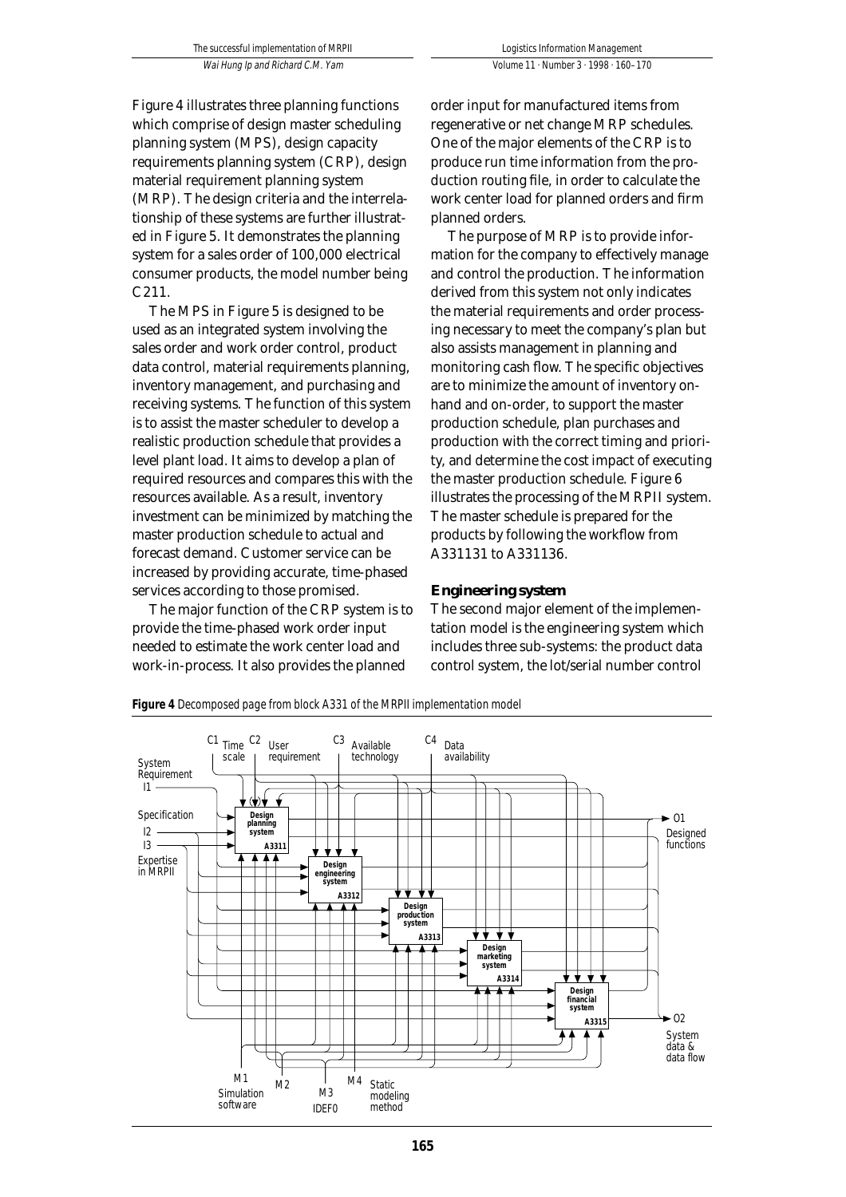Figure 4 illustrates three planning functions which comprise of design master scheduling planning system (MPS), design capacity requirements planning system (CRP), design material requirement planning system (MRP). The design criteria and the interrelationship of these systems are further illustrated in Figure 5. It demonstrates the planning system for a sales order of 100,000 electrical consumer products, the model number being C211.

The MPS in Figure 5 is designed to be used as an integrated system involving the sales order and work order control, product data control, material requirements planning, inventory management, and purchasing and receiving systems. The function of this system is to assist the master scheduler to develop a realistic production schedule that provides a level plant load. It aims to develop a plan of required resources and compares this with the resources available. As a result, inventory investment can be minimized by matching the master production schedule to actual and forecast demand. Customer service can be increased by providing accurate, time-phased services according to those promised.

The major function of the CRP system is to provide the time-phased work order input needed to estimate the work center load and work-in-process. It also provides the planned order input for manufactured items from regenerative or net change MRP schedules. One of the major elements of the CRP is to produce run time information from the production routing file, in order to calculate the work center load for planned orders and firm planned orders.

The purpose of MRP is to provide information for the company to effectively manage and control the production. The information derived from this system not only indicates the material requirements and order processing necessary to meet the company's plan but also assists management in planning and monitoring cash flow. The specific objectives are to minimize the amount of inventory on-hand and on-order, to support the master production schedule, plan purchases and production with the correct timing and priority, and determine the cost impact of executing the master production schedule. Figure 6 illustrates the processing of the MRPII system. The master schedule is prepared for the products by following the workflow from A331131 to A331136.

### Engineering system

The second major element of the implementation model is the engineering system which includes three sub-systems: the product data control system, the lot/serial number control

**Figure 4** Decomposed page from block A331 of the MRPII implementation model

C1 Time scale
C2 User requirement
C3 Available technology
C4 Data availability
System Requirement I1
Specification I2
I3
Expertise in MRPII
Design planning system A3311
Design engineering system A3312
Design production system A3313
Design marketing system A3314
Design financial system A3315
O1 Designed functions
O2 System data & data flow
M1 Simulation software
M2
M3 IDEF0
M4 Static modeling method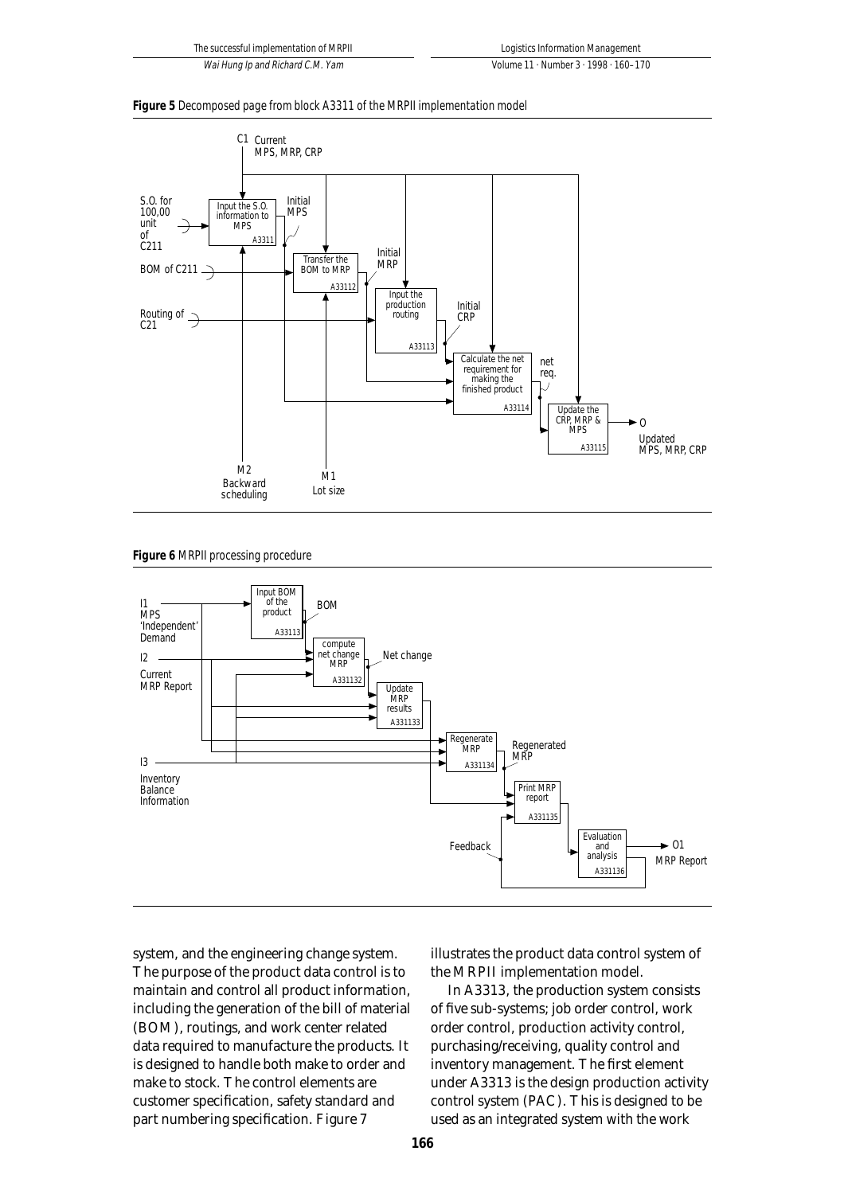**Figure 5** Decomposed page from block A3311 of the MRPII implementation model

**Figure 6** MRPII processing procedure

system, and the engineering change system. The purpose of the product data control is to maintain and control all product information, including the generation of the bill of material (BOM), routings, and work center related data required to manufacture the products. It is designed to handle both make to order and make to stock. The control elements are customer specification, safety standard and part numbering specification. Figure 7 illustrates the product data control system of the MRPII implementation model.

In A3313, the production system consists of five sub-systems; job order control, work order control, production activity control, purchasing/receiving, quality control and inventory management. The first element under A3313 is the design production activity control system (PAC). This is designed to be used as an integrated system with the work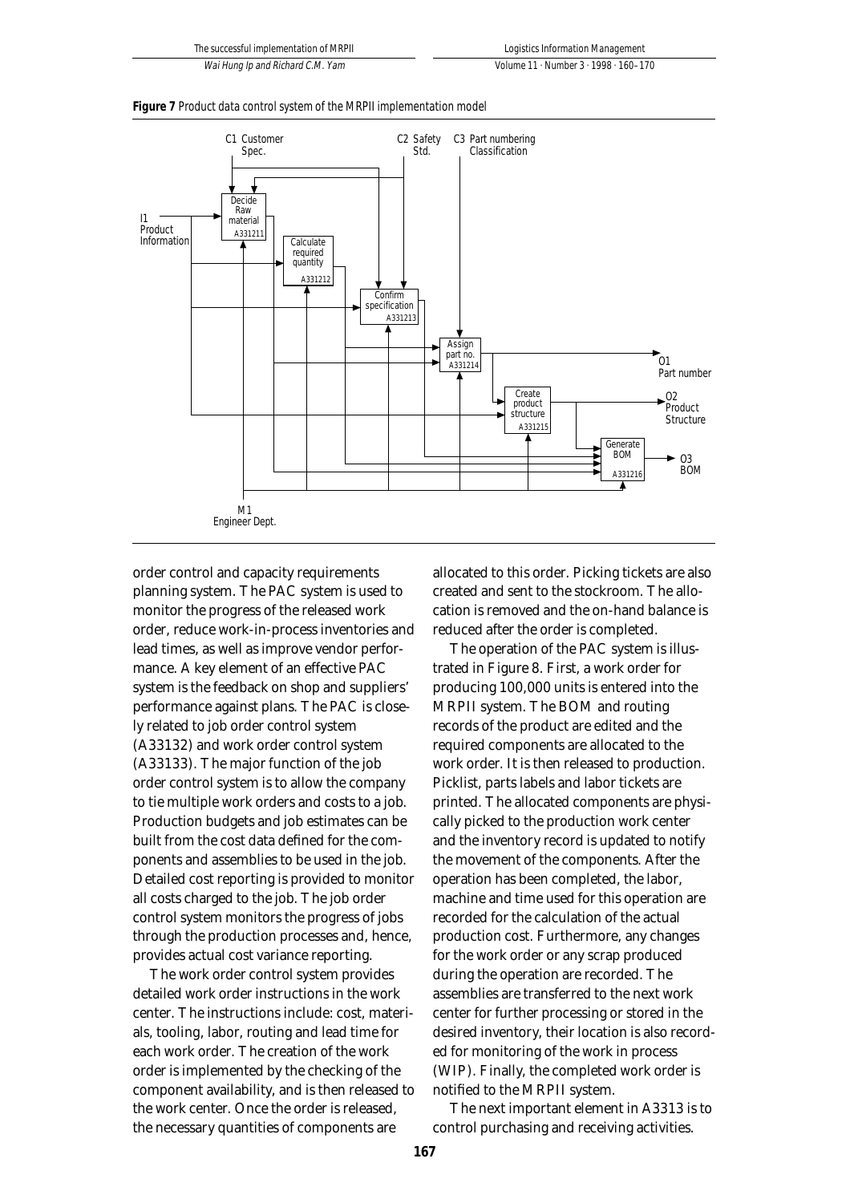**Figure 7** Product data control system of the MRPII implementation model

C1 Customer Spec.
C2 Safety Std.
C3 Part numbering Classification
I1 Product Information
Decide Raw material A331211
Calculate required quantity A331212
Confirm specification A331213
Assign part no. A331214
Create product structure A331215
Generate BOM A331216
O1 Part number
O2 Product Structure
O3 BOM
M1 Engineer Dept.

order control and capacity requirements planning system. The PAC system is used to monitor the progress of the released work order, reduce work-in-process inventories and lead times, as well as improve vendor performance. A key element of an effective PAC system is the feedback on shop and suppliers' performance against plans. The PAC is closely related to job order control system (A33132) and work order control system (A33133). The major function of the job order control system is to allow the company to tie multiple work orders and costs to a job. Production budgets and job estimates can be built from the cost data defined for the components and assemblies to be used in the job. Detailed cost reporting is provided to monitor all costs charged to the job. The job order control system monitors the progress of jobs through the production processes and, hence, provides actual cost variance reporting.

The work order control system provides detailed work order instructions in the work center. The instructions include: cost, materials, tooling, labor, routing and lead time for each work order. The creation of the work order is implemented by the checking of the component availability, and is then released to the work center. Once the order is released, the necessary quantities of components are allocated to this order. Picking tickets are also created and sent to the stockroom. The allocation is removed and the on-hand balance is reduced after the order is completed.

The operation of the PAC system is illustrated in Figure 8. First, a work order for producing 100,000 units is entered into the MRPII system. The BOM and routing records of the product are edited and the required components are allocated to the work order. It is then released to production. Picklist, parts labels and labor tickets are printed. The allocated components are physically picked to the production work center and the inventory record is updated to notify the movement of the components. After the operation has been completed, the labor, machine and time used for this operation are recorded for the calculation of the actual production cost. Furthermore, any changes for the work order or any scrap produced during the operation are recorded. The assemblies are transferred to the next work center for further processing or stored in the desired inventory, their location is also recorded for monitoring of the work in process (WIP). Finally, the completed work order is notified to the MRPII system.

The next important element in A3313 is to control purchasing and receiving activities.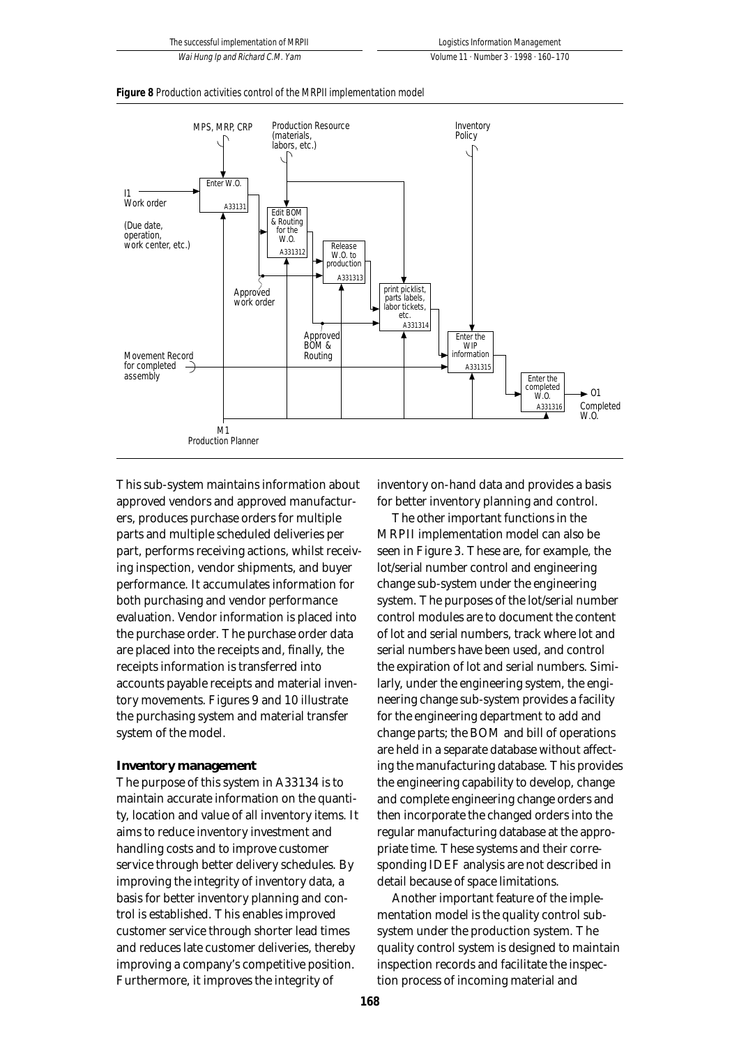**Figure 8** Production activities control of the MRPII implementation model

MPS, MRP, CRP

Production Resource (materials, labors, etc.)

Inventory Policy

I1 Work order

(Due date, operation, work center, etc.)

Enter W.O. A33131

Edit BOM & Routing for the W.O. A331312

Release W.O. to production A331313

print picklist, parts labels, labor tickets, etc. A331314

Enter the WIP information A331315

Enter the completed W.O. A331316

O1 Completed W.O.

Approved work order

Approved BOM & Routing

Movement Record for completed assembly

M1 Production Planner

This sub-system maintains information about approved vendors and approved manufacturers, produces purchase orders for multiple parts and multiple scheduled deliveries per part, performs receiving actions, whilst receiving inspection, vendor shipments, and buyer performance. It accumulates information for both purchasing and vendor performance evaluation. Vendor information is placed into the purchase order. The purchase order data are placed into the receipts and, finally, the receipts information is transferred into accounts payable receipts and material inventory movements. Figures 9 and 10 illustrate the purchasing system and material transfer system of the model.

**Inventory management**

The purpose of this system in A33134 is to maintain accurate information on the quantity, location and value of all inventory items. It aims to reduce inventory investment and handling costs and to improve customer service through better delivery schedules. By improving the integrity of inventory data, a basis for better inventory planning and control is established. This enables improved customer service through shorter lead times and reduces late customer deliveries, thereby improving a company's competitive position. Furthermore, it improves the integrity of inventory on-hand data and provides a basis for better inventory planning and control.

The other important functions in the MRPII implementation model can also be seen in Figure 3. These are, for example, the lot/serial number control and engineering change sub-system under the engineering system. The purposes of the lot/serial number control modules are to document the content of lot and serial numbers, track where lot and serial numbers have been used, and control the expiration of lot and serial numbers. Similarly, under the engineering system, the engineering change sub-system provides a facility for the engineering department to add and change parts; the BOM and bill of operations are held in a separate database without affecting the manufacturing database. This provides the engineering capability to develop, change and complete engineering change orders and then incorporate the changed orders into the regular manufacturing database at the appropriate time. These systems and their corresponding IDEF analysis are not described in detail because of space limitations.

Another important feature of the implementation model is the quality control subsystem under the production system. The quality control system is designed to maintain inspection records and facilitate the inspection process of incoming material and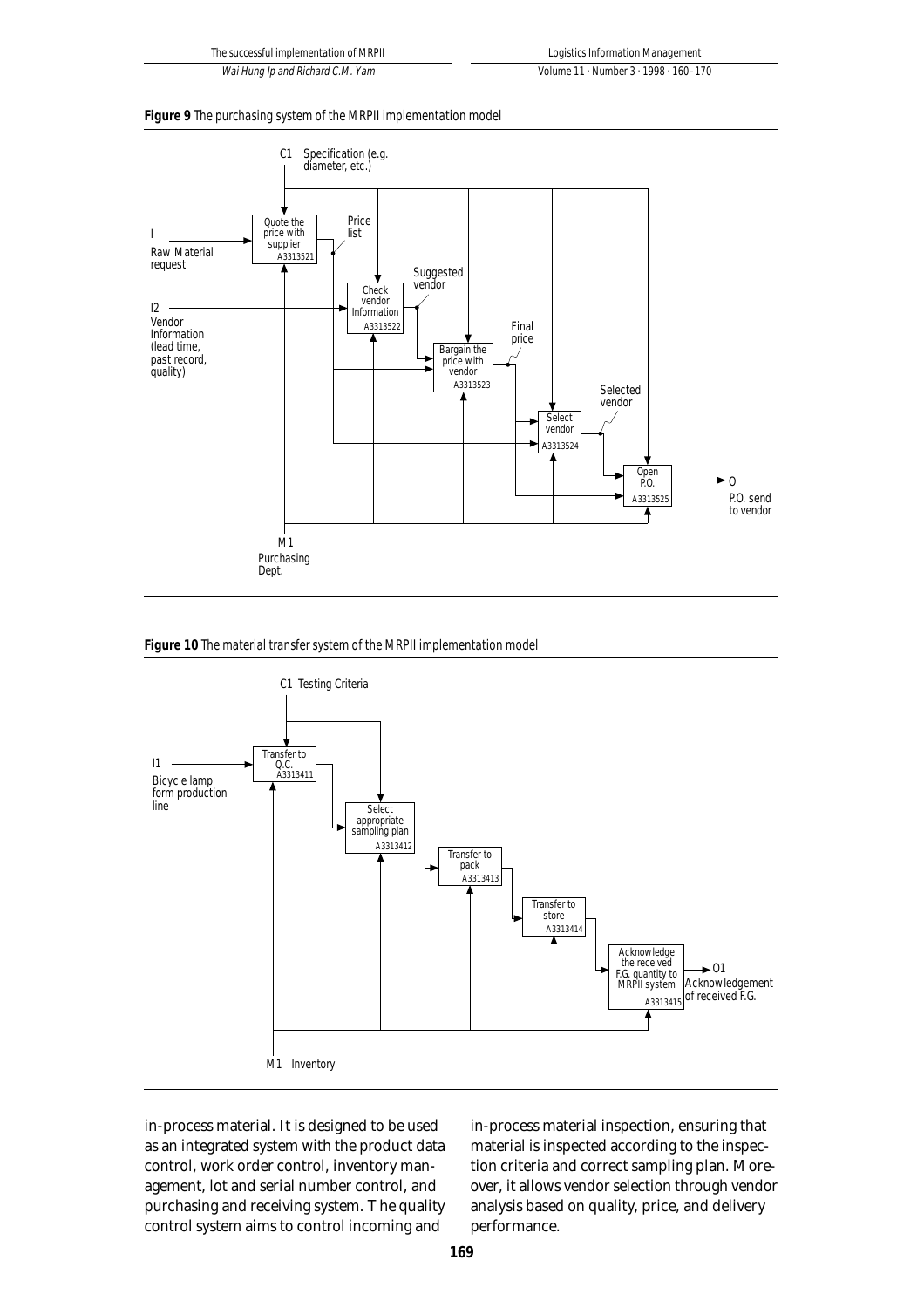**Figure 9** The purchasing system of the MRPII implementation model

C1 Specification (e.g. diameter, etc.)

I Raw Material request

I2 Vendor Information (lead time, past record, quality)

Quote the price with supplier A3313521

Price list

Check vendor Information A3313522

Suggested vendor

Bargain the price with vendor A3313523

Final price

Select vendor A3313524

Selected vendor

Open P.O. A3313525

O P.O. send to vendor

M1 Purchasing Dept.

**Figure 10** The material transfer system of the MRPII implementation model

C1 Testing Criteria

I1 Bicycle lamp form production line

Transfer to Q.C. A3313411

Select appropriate sampling plan A3313412

Transfer to pack A3313413

Transfer to store A3313414

Acknowledge the received F.G. quantity to MRPII system A3313415

O1 Acknowledgement of received F.G.

M1 Inventory

in-process material. It is designed to be used as an integrated system with the product data control, work order control, inventory management, lot and serial number control, and purchasing and receiving system. The quality control system aims to control incoming and in-process material inspection, ensuring that material is inspected according to the inspection criteria and correct sampling plan. Moreover, it allows vendor selection through vendor analysis based on quality, price, and delivery performance.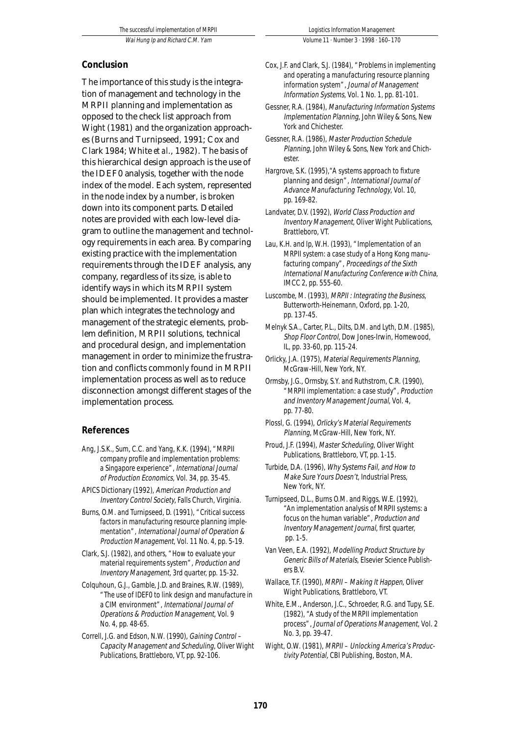## Conclusion

The importance of this study is the integration of management and technology in the MRPII planning and implementation as opposed to the check list approach from Wight (1981) and the organization approaches (Burns and Turnipseed, 1991; Cox and Clark 1984; White *et al.*, 1982). The basis of this hierarchical design approach is the use of the IDEF0 analysis, together with the node index of the model. Each system, represented in the node index by a number, is broken down into its component parts. Detailed notes are provided with each low-level diagram to outline the management and technology requirements in each area. By comparing existing practice with the implementation requirements through the IDEF analysis, any company, regardless of its size, is able to identify ways in which its MRPII system should be implemented. It provides a master plan which integrates the technology and management of the strategic elements, problem definition, MRPII solutions, technical and procedural design, and implementation management in order to minimize the frustration and conflicts commonly found in MRPII implementation process as well as to reduce disconnection amongst different stages of the implementation process.

## References

Ang, J.S.K., Sum, C.C. and Yang, K.K. (1994), "MRPII company profile and implementation problems: a Singapore experience", *International Journal of Production Economics*, Vol. 34, pp. 35-45.

APICS Dictionary (1992), *American Production and Inventory Control Society*, Falls Church, Virginia.

Burns, O.M. and Turnipseed, D. (1991), "Critical success factors in manufacturing resource planning implementation", *International Journal of Operation & Production Management*, Vol. 11 No. 4, pp. 5-19.

Clark, S.J. (1982), and others, "How to evaluate your material requirements system", *Production and Inventory Management*, 3rd quarter, pp. 15-32.

Colquhoun, G.J., Gamble, J.D. and Braines, R.W. (1989), "The use of IDEF0 to link design and manufacture in a CIM environment", *International Journal of Operations & Production Management*, Vol. 9 No. 4, pp. 48-65.

Correll, J.G. and Edson, N.W. (1990), *Gaining Control – Capacity Management and Scheduling*, Oliver Wight Publications, Brattleboro, VT, pp. 92-106.

Cox, J.F. and Clark, S.J. (1984), "Problems in implementing and operating a manufacturing resource planning information system", *Journal of Management Information Systems*, Vol. 1 No. 1, pp. 81-101.

Gessner, R.A. (1984), *Manufacturing Information Systems Implementation Planning*, John Wiley & Sons, New York and Chichester.

Gessner, R.A. (1986), *Master Production Schedule Planning*, John Wiley & Sons, New York and Chichester.

Hargrove, S.K. (1995),"A systems approach to fixture planning and design", *International Journal of Advance Manufacturing Technology*, Vol. 10, pp. 169-82.

Landvater, D.V. (1992), *World Class Production and Inventory Management*, Oliver Wight Publications, Brattleboro, VT.

Lau, K.H. and Ip, W.H. (1993), "Implementation of an MRPII system: a case study of a Hong Kong manufacturing company", *Proceedings of the Sixth International Manufacturing Conference with China*, IMCC 2, pp. 555-60.

Luscombe, M. (1993), *MRPII : Integrating the Business*, Butterworth-Heinemann, Oxford, pp. 1-20, pp. 137-45.

Melnyk S.A., Carter, P.L., Dilts, D.M. and Lyth, D.M. (1985), *Shop Floor Control*, Dow Jones-Irwin, Homewood, IL, pp. 33-60, pp. 115-24.

Orlicky, J.A. (1975), *Material Requirements Planning*, McGraw-Hill, New York, NY.

Ormsby, J.G., Ormsby, S.Y. and Ruthstrom, C.R. (1990), "MRPII implementation: a case study", *Production and Inventory Management Journal*, Vol. 4, pp. 77-80.

Plossl, G. (1994), *Orlicky's Material Requirements Planning*, McGraw-Hill, New York, NY.

Proud, J.F. (1994), *Master Scheduling*, Oliver Wight Publications, Brattleboro, VT, pp. 1-15.

Turbide, D.A. (1996), *Why Systems Fail, and How to Make Sure Yours Doesn't*, Industrial Press, New York, NY.

Turnipseed, D.L., Burns O.M. and Riggs, W.E. (1992), "An implementation analysis of MRPII systems: a focus on the human variable", *Production and Inventory Management Journal*, first quarter, pp. 1-5.

Van Veen, E.A. (1992), *Modelling Product Structure by Generic Bills of Materials*, Elsevier Science Publishers B.V.

Wallace, T.F. (1990), *MRPII – Making It Happen*, Oliver Wight Publications, Brattleboro, VT.

White, E.M., Anderson, J.C., Schroeder, R.G. and Tupy, S.E. (1982), "A study of the MRPII implementation process", *Journal of Operations Management*, Vol. 2 No. 3, pp. 39-47.

Wight, O.W. (1981), *MRPII – Unlocking America's Productivity Potential*, CBI Publishing, Boston, MA.